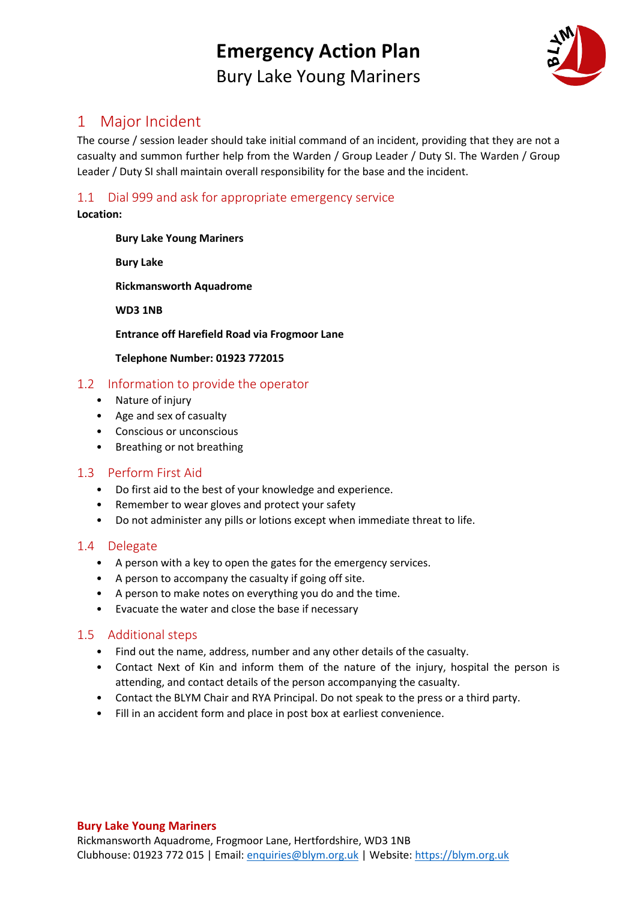# Emergency Action Plan

Bury Lake Young Mariners

## 1 Major Incident

The course / session leader should take initial command of an incident, providing that they are not a casualty and summon further help from the Warden / Group Leader / Duty SI. The Warden / Group Leader / Duty SI shall maintain overall responsibility for the base and the incident.

### 1.1 Dial 999 and ask for appropriate emergency service

**Location:**

**Bury Lake Young Mariners**

**Bury Lake**

**Rickmansworth Aquadrome**

**WD3 1NB**

**Entrance off Harefield Road via Frogmoor Lane**

**Telephone Number: 01923 772015**

### 1.2 Information to provide the operator

- Nature of injury
- Age and sex of casualty
- Conscious or unconscious
- Breathing or not breathing

### 1.3 Perform First Aid

- Do first aid to the best of your knowledge and experience.
- Remember to wear gloves and protect your safety
- Do not administer any pills or lotions except when immediate threat to life.

### 1.4 Delegate

- A person with a key to open the gates for the emergency services.
- A person to accompany the casualty if going off site.
- A person to make notes on everything you do and the time.
- Evacuate the water and close the base if necessary

### 1.5 Additional steps

- Find out the name, address, number and any other details of the casualty.
- Contact Next of Kin and inform them of the nature of the injury, hospital the person is attending, and contact details of the person accompanying the casualty.
- Contact the BLYM Chair and RYA Principal. Do not speak to the press or a third party.
- Fill in an accident form and place in post box at earliest convenience.

**Bury Lake Young Mariners**
Rickmansworth Aquadrome, Frogmoor Lane, Hertfordshire, WD3 1NB
Clubhouse: 01923 772 015 | Email: enquiries@blym.org.uk | Website: https://blym.org.uk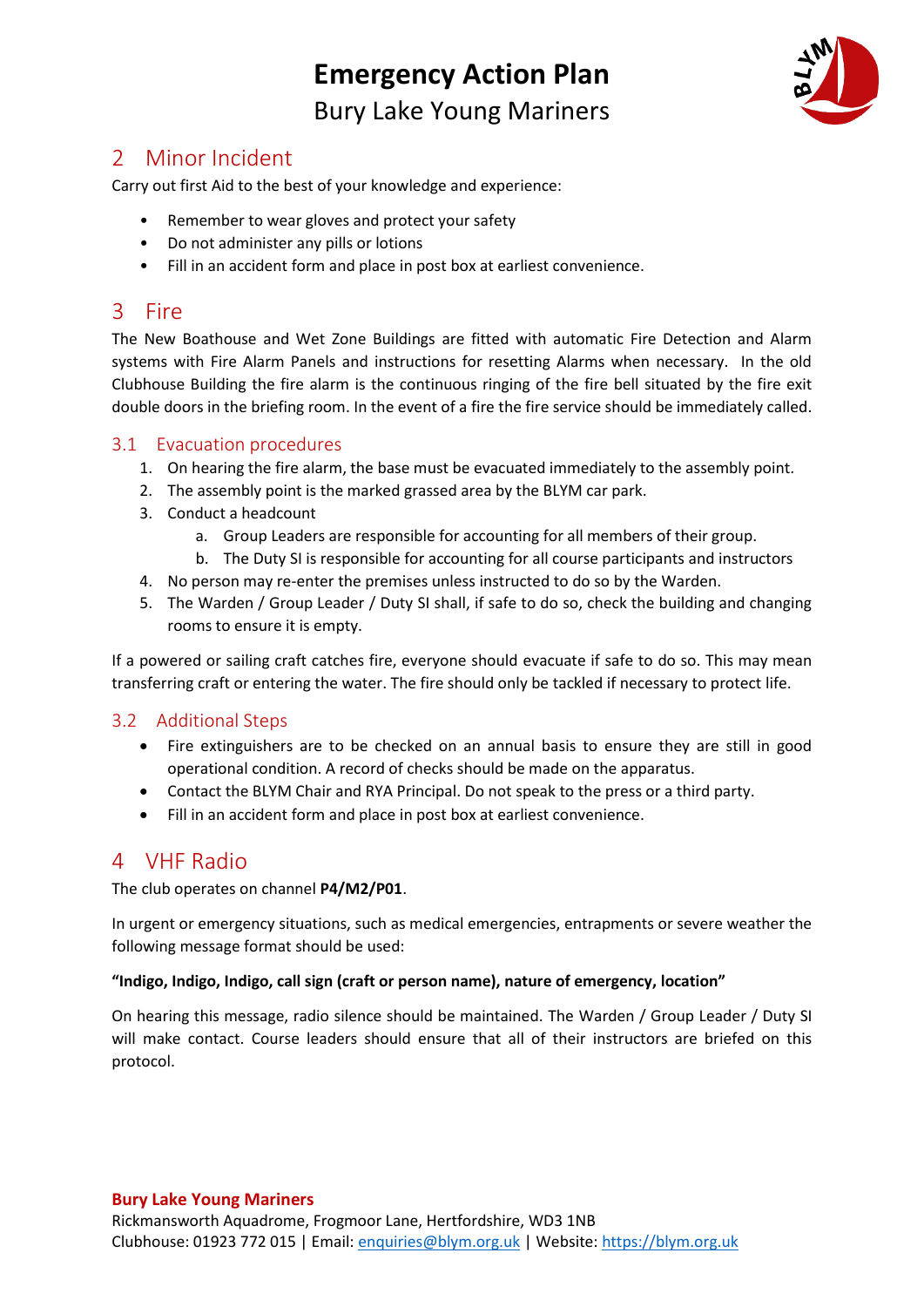# Emergency Action Plan

Bury Lake Young Mariners

## 2 Minor Incident

Carry out first Aid to the best of your knowledge and experience:

- Remember to wear gloves and protect your safety
- Do not administer any pills or lotions
- Fill in an accident form and place in post box at earliest convenience.

## 3 Fire

The New Boathouse and Wet Zone Buildings are fitted with automatic Fire Detection and Alarm systems with Fire Alarm Panels and instructions for resetting Alarms when necessary. In the old Clubhouse Building the fire alarm is the continuous ringing of the fire bell situated by the fire exit double doors in the briefing room. In the event of a fire the fire service should be immediately called.

### 3.1 Evacuation procedures

1. On hearing the fire alarm, the base must be evacuated immediately to the assembly point.
2. The assembly point is the marked grassed area by the BLYM car park.
3. Conduct a headcount
   a. Group Leaders are responsible for accounting for all members of their group.
   b. The Duty SI is responsible for accounting for all course participants and instructors
4. No person may re-enter the premises unless instructed to do so by the Warden.
5. The Warden / Group Leader / Duty SI shall, if safe to do so, check the building and changing rooms to ensure it is empty.

If a powered or sailing craft catches fire, everyone should evacuate if safe to do so. This may mean transferring craft or entering the water. The fire should only be tackled if necessary to protect life.

### 3.2 Additional Steps

- Fire extinguishers are to be checked on an annual basis to ensure they are still in good operational condition. A record of checks should be made on the apparatus.
- Contact the BLYM Chair and RYA Principal. Do not speak to the press or a third party.
- Fill in an accident form and place in post box at earliest convenience.

## 4 VHF Radio

The club operates on channel **P4/M2/P01**.

In urgent or emergency situations, such as medical emergencies, entrapments or severe weather the following message format should be used:

**"Indigo, Indigo, Indigo, call sign (craft or person name), nature of emergency, location"**

On hearing this message, radio silence should be maintained. The Warden / Group Leader / Duty SI will make contact. Course leaders should ensure that all of their instructors are briefed on this protocol.

**Bury Lake Young Mariners**
Rickmansworth Aquadrome, Frogmoor Lane, Hertfordshire, WD3 1NB
Clubhouse: 01923 772 015 | Email: enquiries@blym.org.uk | Website: https://blym.org.uk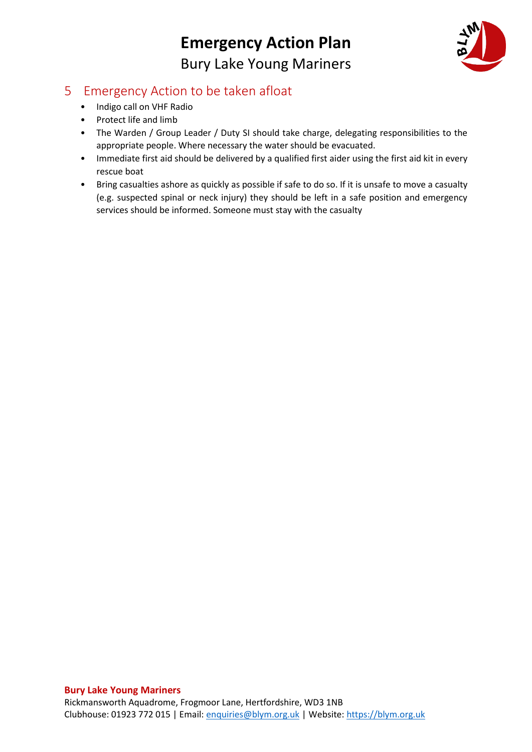## 5 Emergency Action to be taken afloat

- Indigo call on VHF Radio
- Protect life and limb
- The Warden / Group Leader / Duty SI should take charge, delegating responsibilities to the appropriate people. Where necessary the water should be evacuated.
- Immediate first aid should be delivered by a qualified first aider using the first aid kit in every rescue boat
- Bring casualties ashore as quickly as possible if safe to do so. If it is unsafe to move a casualty (e.g. suspected spinal or neck injury) they should be left in a safe position and emergency services should be informed. Someone must stay with the casualty